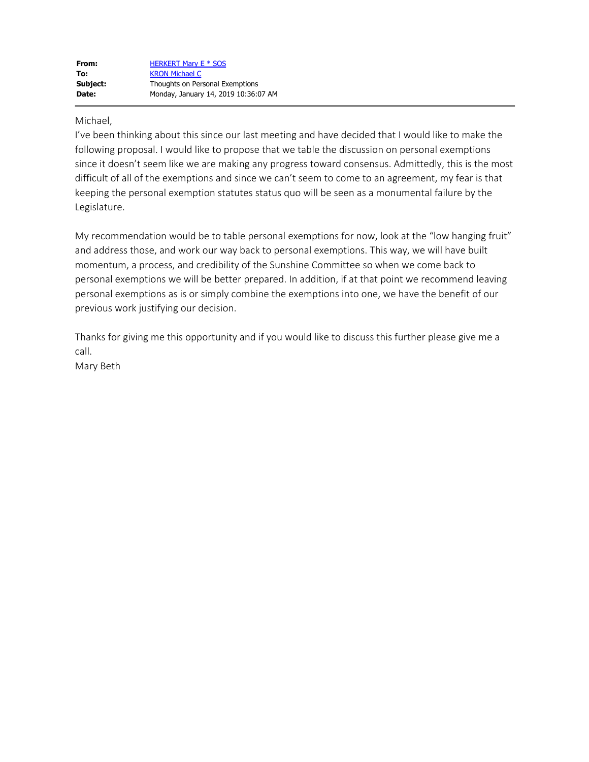| | |
|---|---|
| **From:** | HERKERT Mary E * SOS |
| **To:** | KRON Michael C |
| **Subject:** | Thoughts on Personal Exemptions |
| **Date:** | Monday, January 14, 2019 10:36:07 AM |

---

Michael,

I've been thinking about this since our last meeting and have decided that I would like to make the following proposal. I would like to propose that we table the discussion on personal exemptions since it doesn't seem like we are making any progress toward consensus. Admittedly, this is the most difficult of all of the exemptions and since we can't seem to come to an agreement, my fear is that keeping the personal exemption statutes status quo will be seen as a monumental failure by the Legislature.

My recommendation would be to table personal exemptions for now, look at the "low hanging fruit" and address those, and work our way back to personal exemptions. This way, we will have built momentum, a process, and credibility of the Sunshine Committee so when we come back to personal exemptions we will be better prepared. In addition, if at that point we recommend leaving personal exemptions as is or simply combine the exemptions into one, we have the benefit of our previous work justifying our decision.

Thanks for giving me this opportunity and if you would like to discuss this further please give me a call.

Mary Beth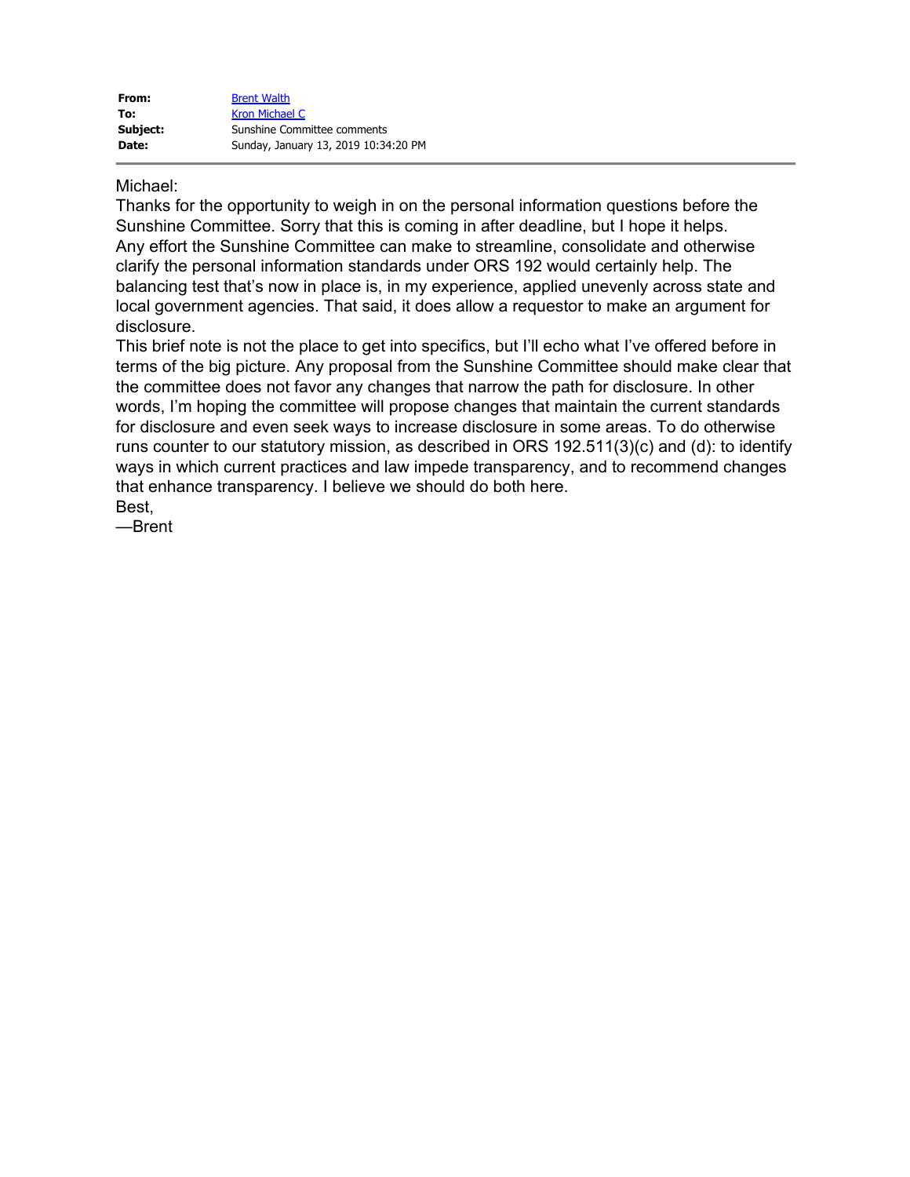| **From:** | Brent Walth |
| --- | --- |
| **To:** | Kron Michael C |
| **Subject:** | Sunshine Committee comments |
| **Date:** | Sunday, January 13, 2019 10:34:20 PM |

Michael:

Thanks for the opportunity to weigh in on the personal information questions before the Sunshine Committee. Sorry that this is coming in after deadline, but I hope it helps.

Any effort the Sunshine Committee can make to streamline, consolidate and otherwise clarify the personal information standards under ORS 192 would certainly help. The balancing test that's now in place is, in my experience, applied unevenly across state and local government agencies. That said, it does allow a requestor to make an argument for disclosure.

This brief note is not the place to get into specifics, but I'll echo what I've offered before in terms of the big picture. Any proposal from the Sunshine Committee should make clear that the committee does not favor any changes that narrow the path for disclosure. In other words, I'm hoping the committee will propose changes that maintain the current standards for disclosure and even seek ways to increase disclosure in some areas. To do otherwise runs counter to our statutory mission, as described in ORS 192.511(3)(c) and (d): to identify ways in which current practices and law impede transparency, and to recommend changes that enhance transparency. I believe we should do both here.

Best,

—Brent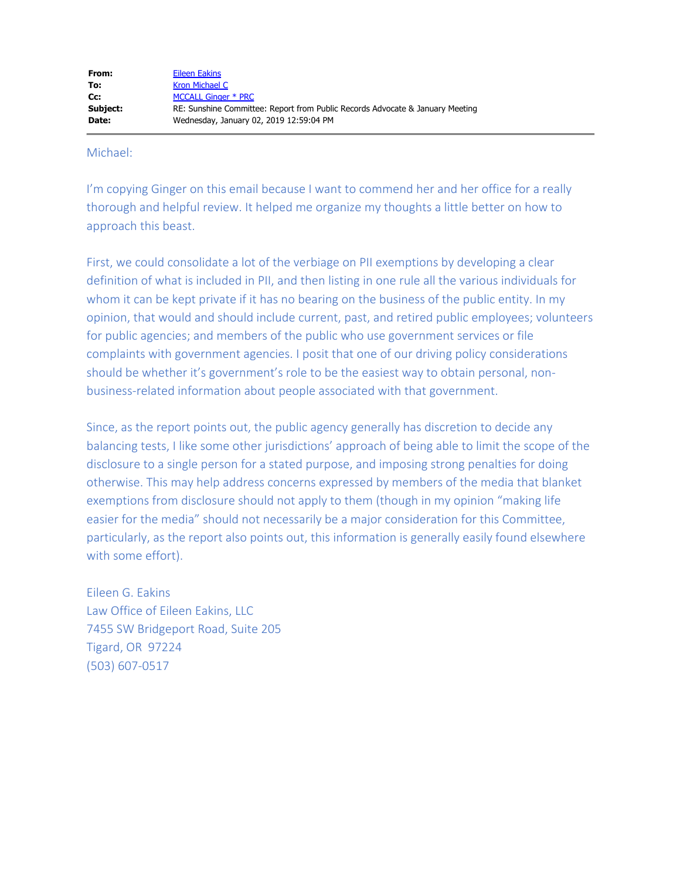| | |
|---|---|
| **From:** | Eileen Eakins |
| **To:** | Kron Michael C |
| **Cc:** | MCCALL Ginger * PRC |
| **Subject:** | RE: Sunshine Committee: Report from Public Records Advocate & January Meeting |
| **Date:** | Wednesday, January 02, 2019 12:59:04 PM |

Michael:

I'm copying Ginger on this email because I want to commend her and her office for a really thorough and helpful review. It helped me organize my thoughts a little better on how to approach this beast.

First, we could consolidate a lot of the verbiage on PII exemptions by developing a clear definition of what is included in PII, and then listing in one rule all the various individuals for whom it can be kept private if it has no bearing on the business of the public entity. In my opinion, that would and should include current, past, and retired public employees; volunteers for public agencies; and members of the public who use government services or file complaints with government agencies. I posit that one of our driving policy considerations should be whether it's government's role to be the easiest way to obtain personal, non-business-related information about people associated with that government.

Since, as the report points out, the public agency generally has discretion to decide any balancing tests, I like some other jurisdictions' approach of being able to limit the scope of the disclosure to a single person for a stated purpose, and imposing strong penalties for doing otherwise. This may help address concerns expressed by members of the media that blanket exemptions from disclosure should not apply to them (though in my opinion "making life easier for the media" should not necessarily be a major consideration for this Committee, particularly, as the report also points out, this information is generally easily found elsewhere with some effort).

Eileen G. Eakins
Law Office of Eileen Eakins, LLC
7455 SW Bridgeport Road, Suite 205
Tigard, OR 97224
(503) 607-0517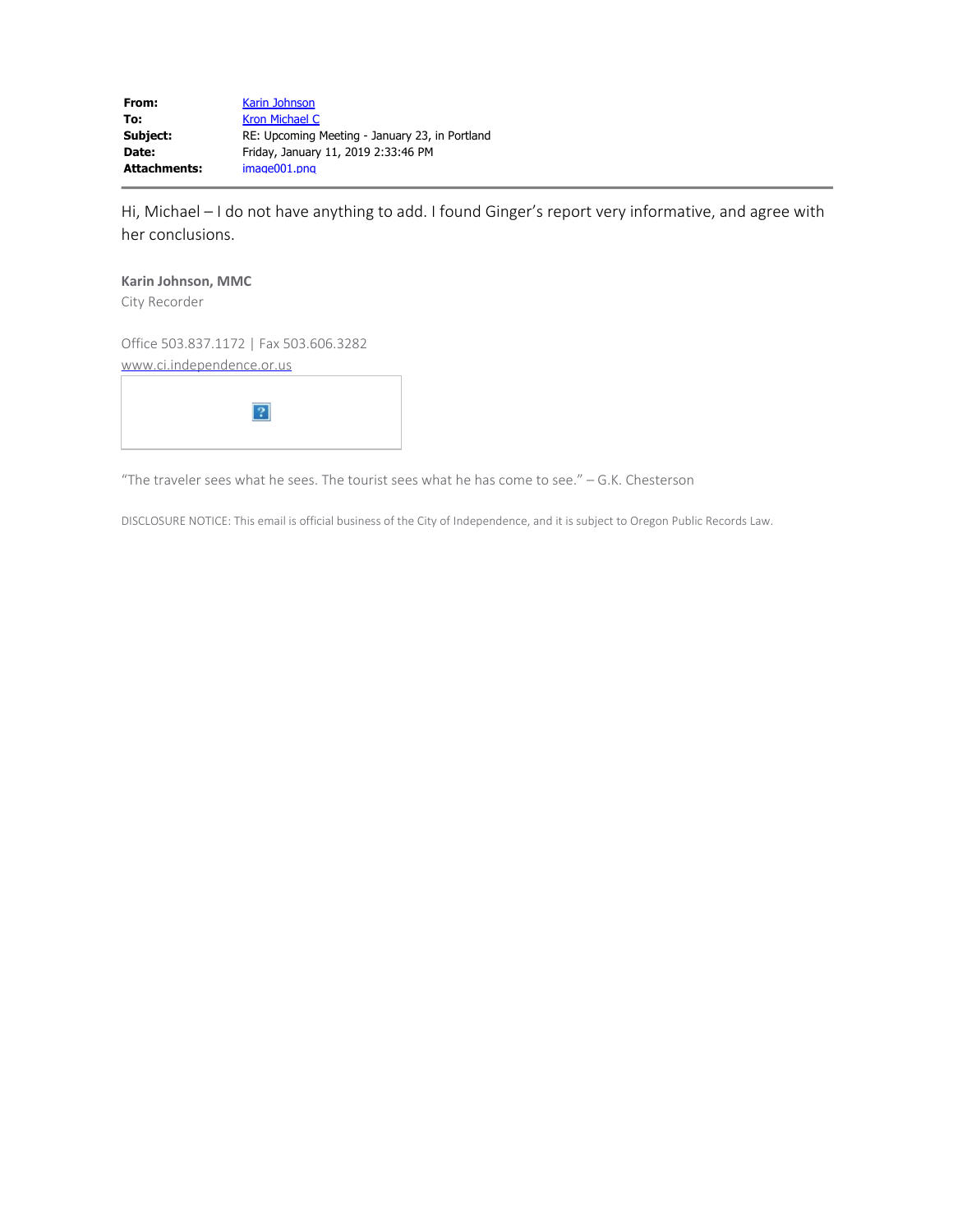| | |
|---|---|
| **From:** | Karin Johnson |
| **To:** | Kron Michael C |
| **Subject:** | RE: Upcoming Meeting - January 23, in Portland |
| **Date:** | Friday, January 11, 2019 2:33:46 PM |
| **Attachments:** | image001.png |

---

Hi, Michael – I do not have anything to add. I found Ginger's report very informative, and agree with her conclusions.

**Karin Johnson, MMC**
City Recorder

Office 503.837.1172 | Fax 503.606.3282
www.ci.independence.or.us

"The traveler sees what he sees. The tourist sees what he has come to see." – G.K. Chesterson

DISCLOSURE NOTICE: This email is official business of the City of Independence, and it is subject to Oregon Public Records Law.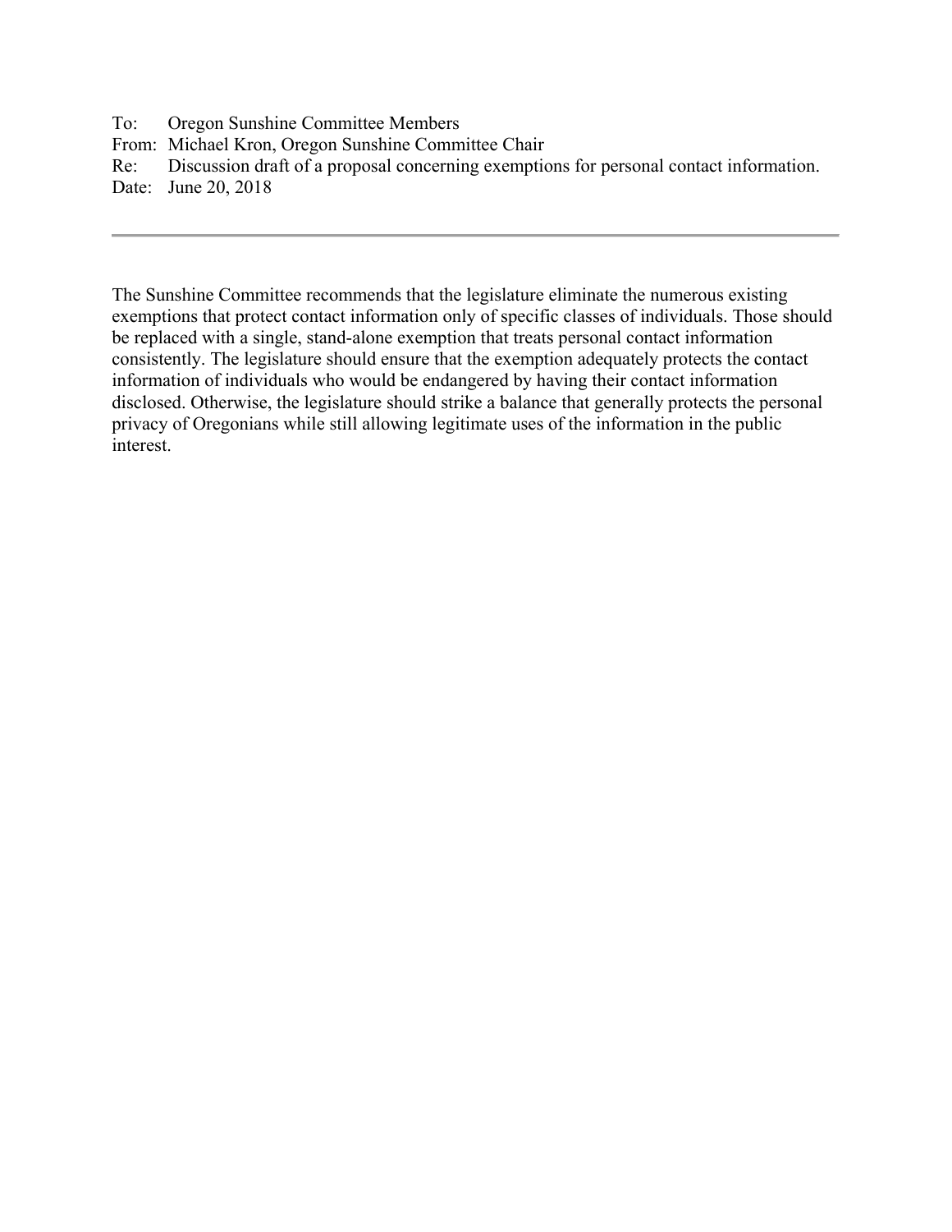To: Oregon Sunshine Committee Members
From: Michael Kron, Oregon Sunshine Committee Chair
Re: Discussion draft of a proposal concerning exemptions for personal contact information.
Date: June 20, 2018

---

The Sunshine Committee recommends that the legislature eliminate the numerous existing exemptions that protect contact information only of specific classes of individuals. Those should be replaced with a single, stand-alone exemption that treats personal contact information consistently. The legislature should ensure that the exemption adequately protects the contact information of individuals who would be endangered by having their contact information disclosed. Otherwise, the legislature should strike a balance that generally protects the personal privacy of Oregonians while still allowing legitimate uses of the information in the public interest.